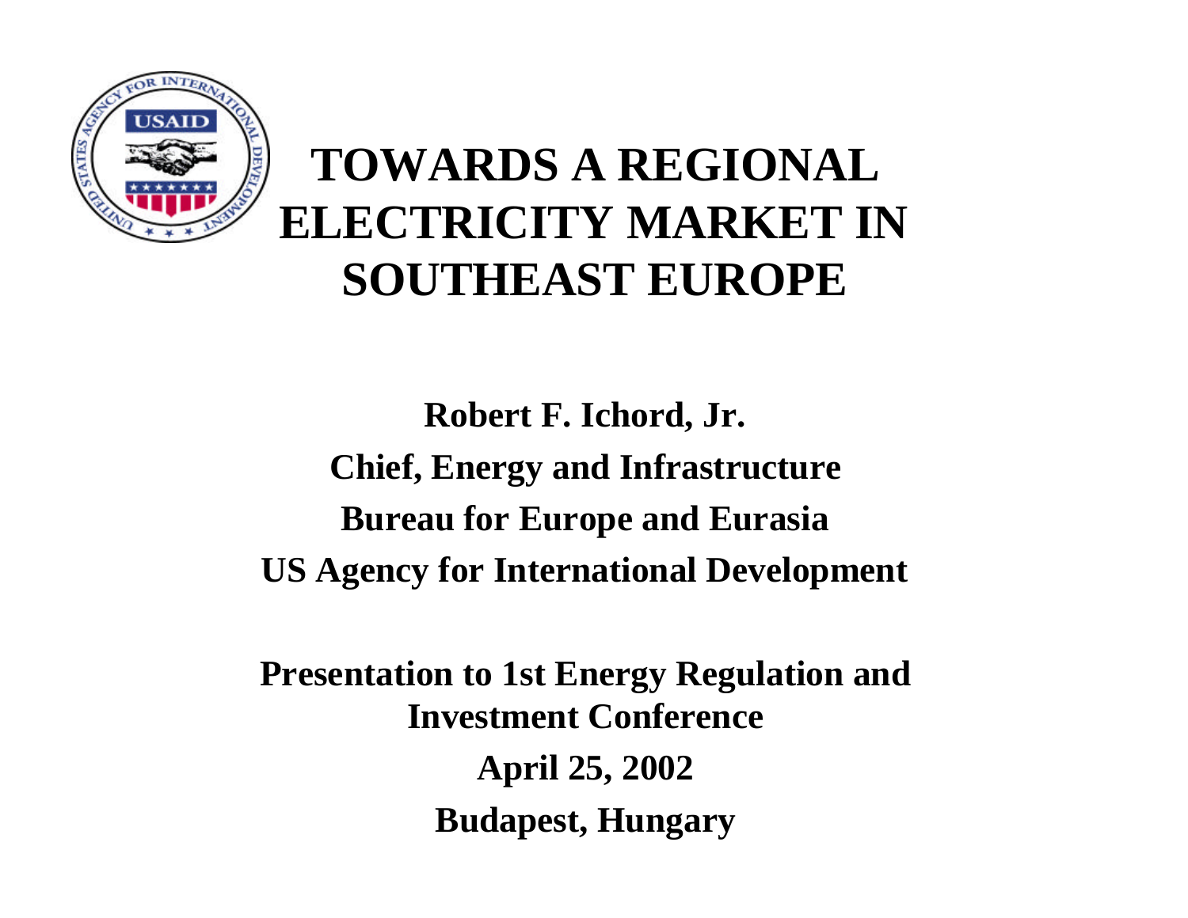# TOWARDS A REGIONAL ELECTRICITY MARKET IN SOUTHEAST EUROPE

**Robert F. Ichord, Jr.**

**Chief, Energy and Infrastructure**

**Bureau for Europe and Eurasia**

**US Agency for International Development**

**Presentation to 1st Energy Regulation and Investment Conference**

**April 25, 2002**

**Budapest, Hungary**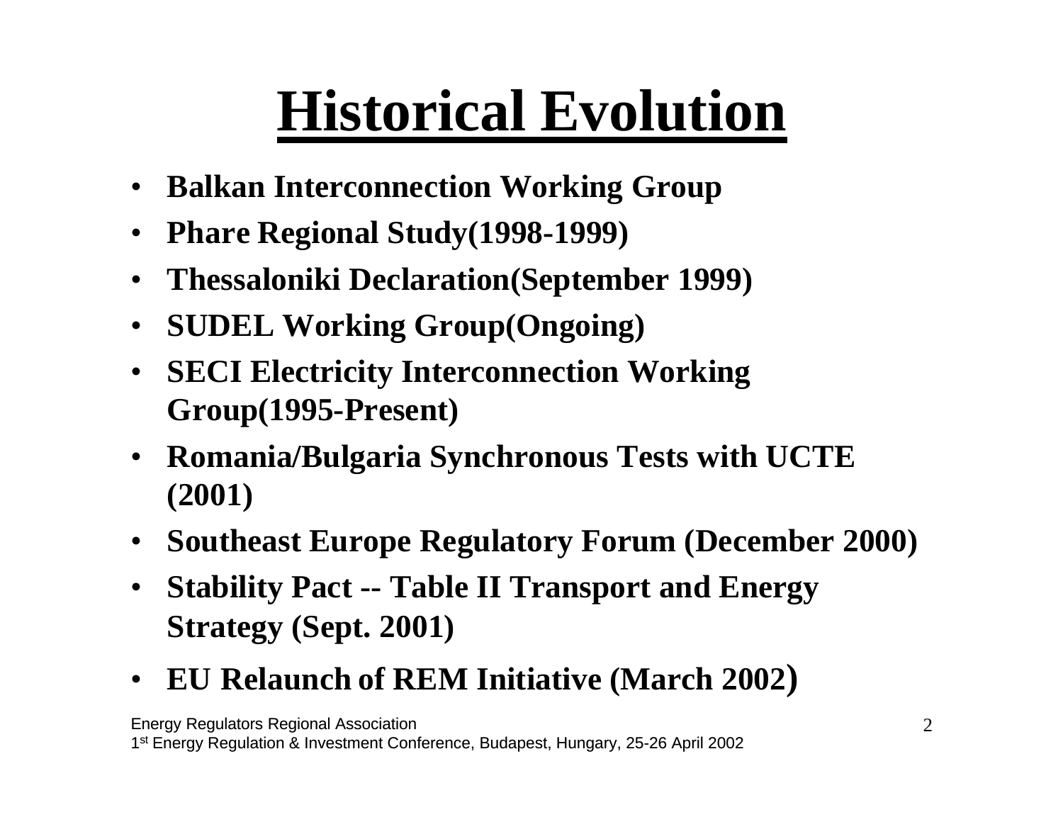# Historical Evolution

- **Balkan Interconnection Working Group**
- **Phare Regional Study(1998-1999)**
- **Thessaloniki Declaration(September 1999)**
- **SUDEL Working Group(Ongoing)**
- **SECI Electricity Interconnection Working Group(1995-Present)**
- **Romania/Bulgaria Synchronous Tests with UCTE (2001)**
- **Southeast Europe Regulatory Forum (December 2000)**
- **Stability Pact -- Table II Transport and Energy Strategy (Sept. 2001)**
- **EU Relaunch of REM Initiative (March 2002)**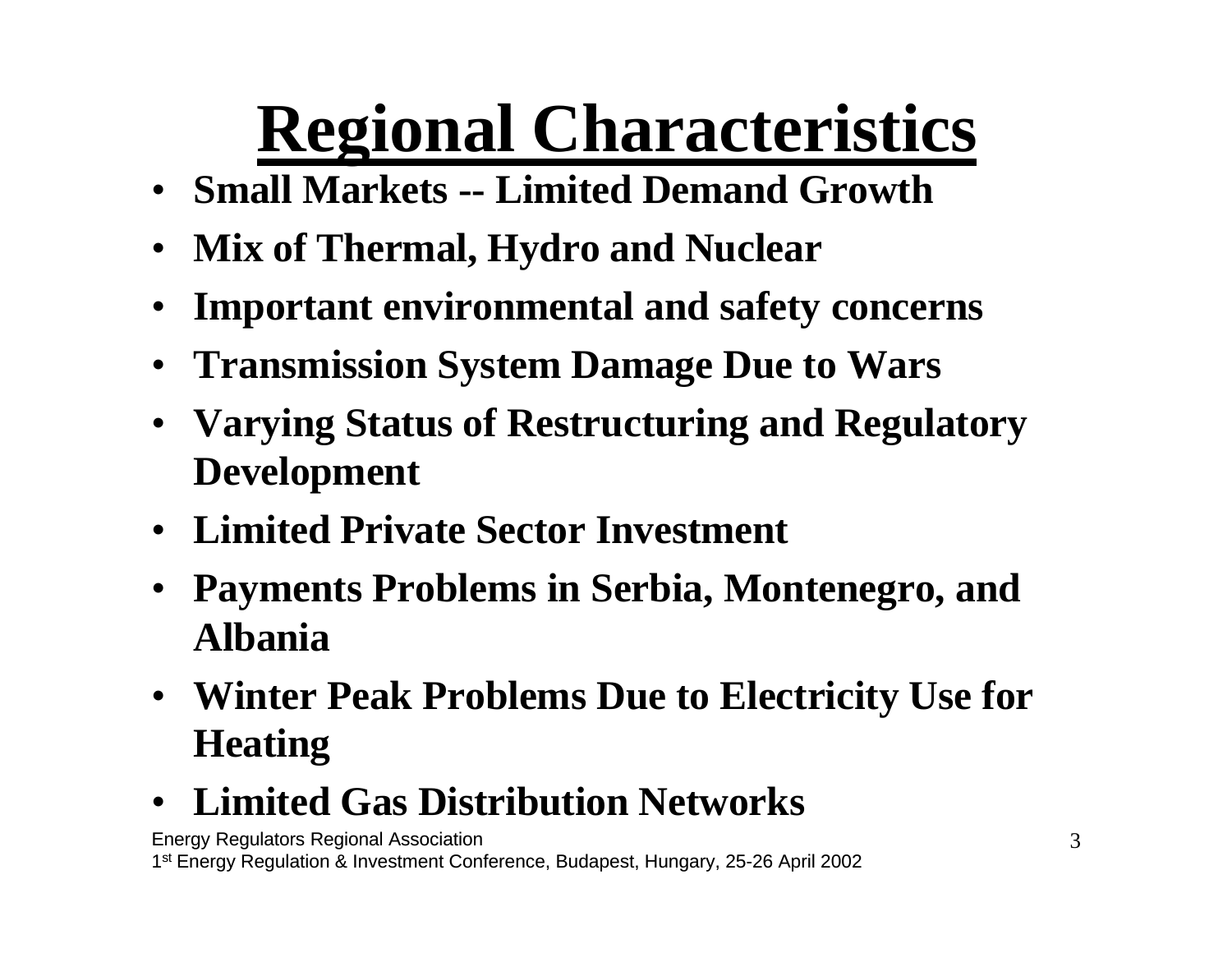# Regional Characteristics

- **Small Markets -- Limited Demand Growth**
- **Mix of Thermal, Hydro and Nuclear**
- **Important environmental and safety concerns**
- **Transmission System Damage Due to Wars**
- **Varying Status of Restructuring and Regulatory Development**
- **Limited Private Sector Investment**
- **Payments Problems in Serbia, Montenegro, and Albania**
- **Winter Peak Problems Due to Electricity Use for Heating**
- **Limited Gas Distribution Networks**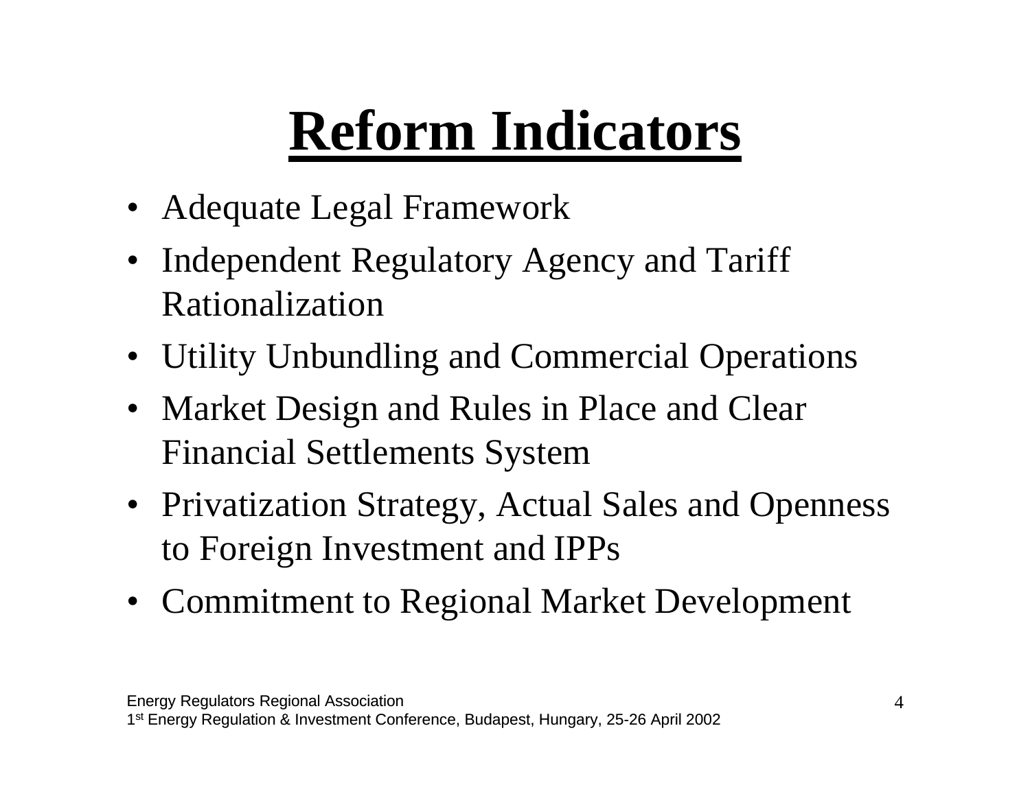# Reform Indicators

- Adequate Legal Framework
- Independent Regulatory Agency and Tariff Rationalization
- Utility Unbundling and Commercial Operations
- Market Design and Rules in Place and Clear Financial Settlements System
- Privatization Strategy, Actual Sales and Openness to Foreign Investment and IPPs
- Commitment to Regional Market Development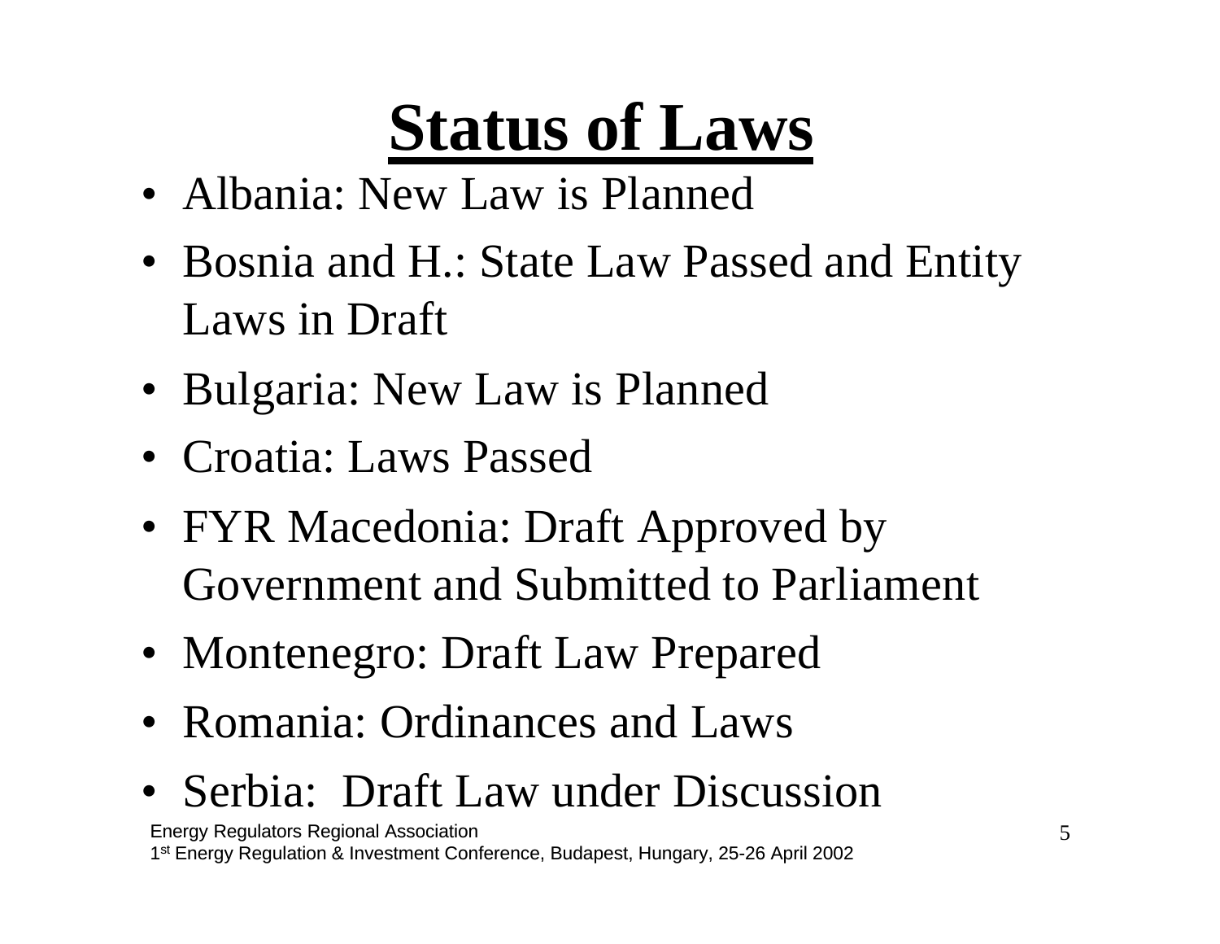# Status of Laws

- Albania: New Law is Planned
- Bosnia and H.: State Law Passed and Entity Laws in Draft
- Bulgaria: New Law is Planned
- Croatia: Laws Passed
- FYR Macedonia: Draft Approved by Government and Submitted to Parliament
- Montenegro: Draft Law Prepared
- Romania: Ordinances and Laws
- Serbia: Draft Law under Discussion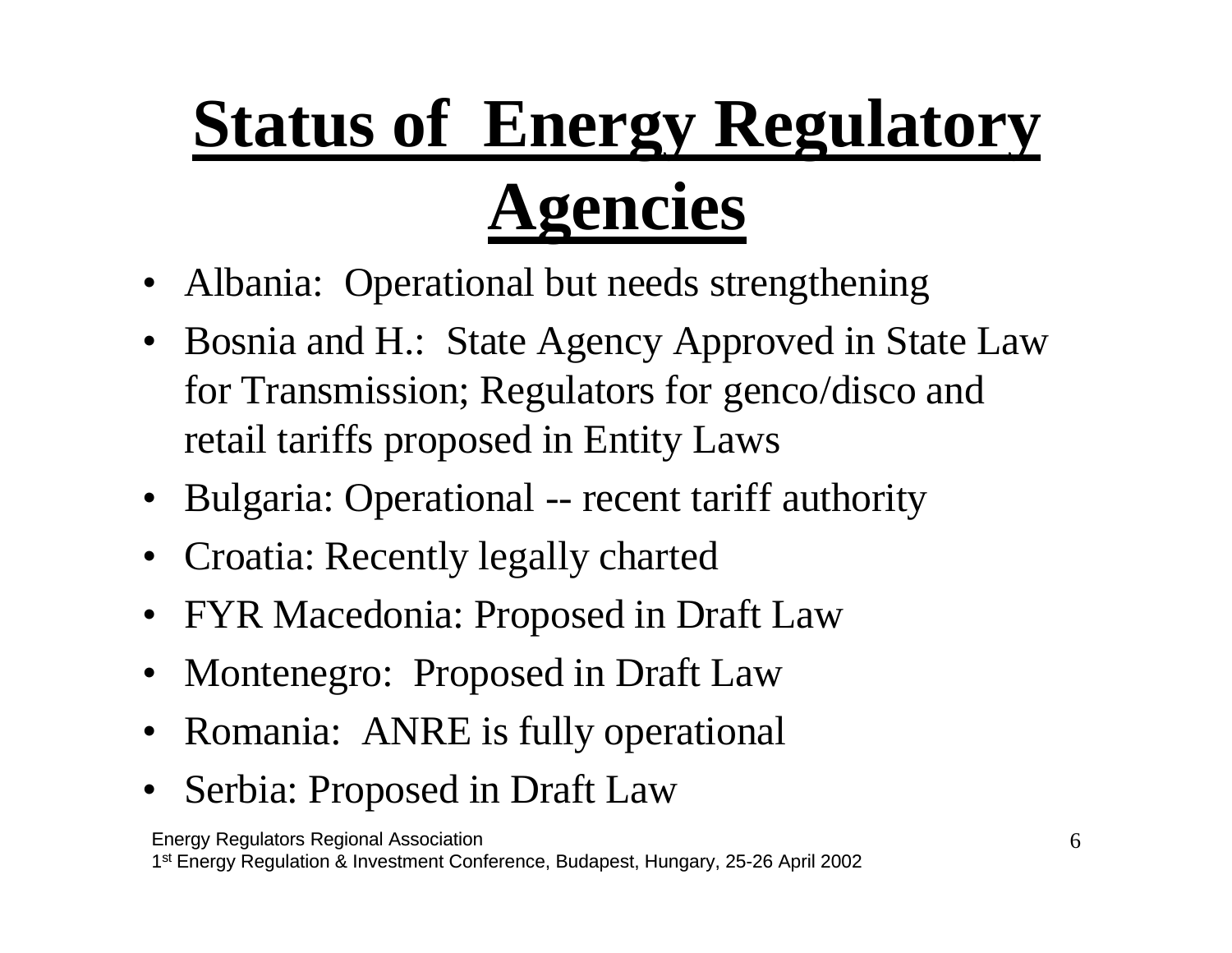# Status of Energy Regulatory Agencies

- Albania: Operational but needs strengthening
- Bosnia and H.: State Agency Approved in State Law for Transmission; Regulators for genco/disco and retail tariffs proposed in Entity Laws
- Bulgaria: Operational -- recent tariff authority
- Croatia: Recently legally charted
- FYR Macedonia: Proposed in Draft Law
- Montenegro: Proposed in Draft Law
- Romania: ANRE is fully operational
- Serbia: Proposed in Draft Law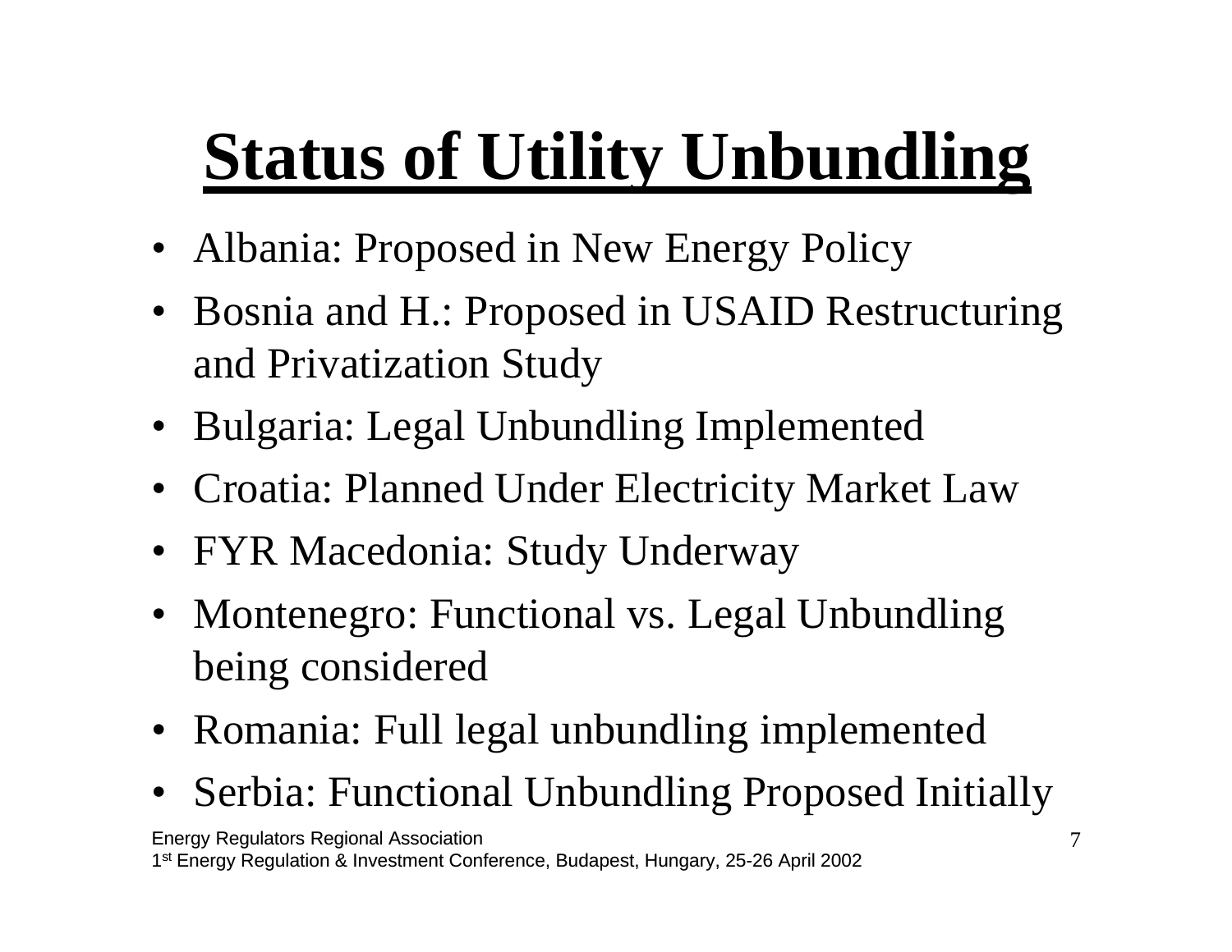# Status of Utility Unbundling

- Albania: Proposed in New Energy Policy
- Bosnia and H.: Proposed in USAID Restructuring and Privatization Study
- Bulgaria: Legal Unbundling Implemented
- Croatia: Planned Under Electricity Market Law
- FYR Macedonia: Study Underway
- Montenegro: Functional vs. Legal Unbundling being considered
- Romania: Full legal unbundling implemented
- Serbia: Functional Unbundling Proposed Initially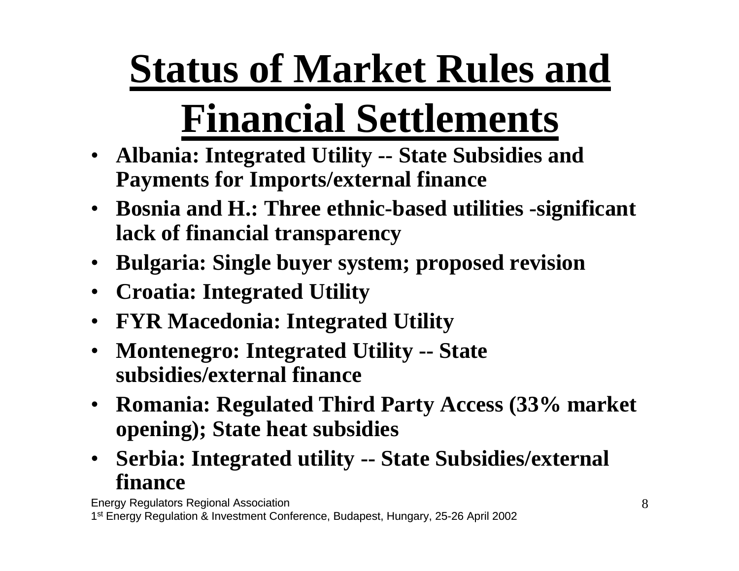# Status of Market Rules and Financial Settlements

- **Albania: Integrated Utility -- State Subsidies and Payments for Imports/external finance**
- **Bosnia and H.: Three ethnic-based utilities -significant lack of financial transparency**
- **Bulgaria: Single buyer system; proposed revision**
- **Croatia: Integrated Utility**
- **FYR Macedonia: Integrated Utility**
- **Montenegro: Integrated Utility -- State subsidies/external finance**
- **Romania: Regulated Third Party Access (33% market opening); State heat subsidies**
- **Serbia: Integrated utility -- State Subsidies/external finance**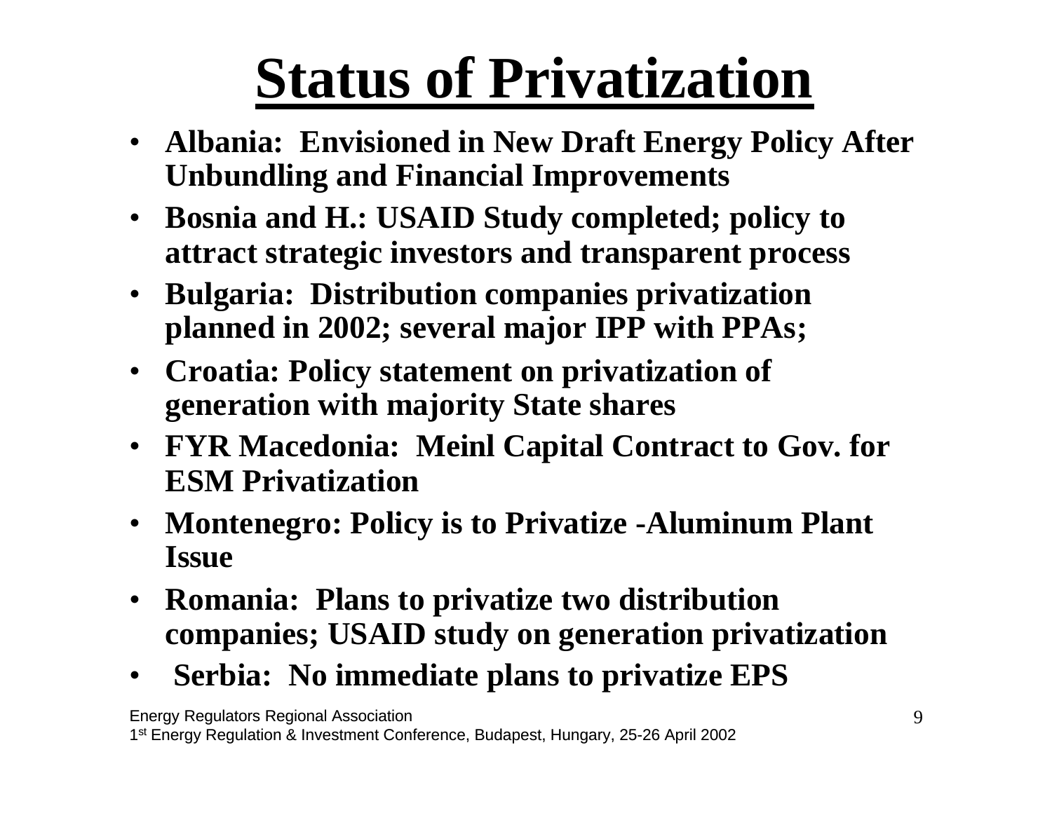# Status of Privatization

- **Albania: Envisioned in New Draft Energy Policy After Unbundling and Financial Improvements**
- **Bosnia and H.: USAID Study completed; policy to attract strategic investors and transparent process**
- **Bulgaria: Distribution companies privatization planned in 2002; several major IPP with PPAs;**
- **Croatia: Policy statement on privatization of generation with majority State shares**
- **FYR Macedonia: Meinl Capital Contract to Gov. for ESM Privatization**
- **Montenegro: Policy is to Privatize -Aluminum Plant Issue**
- **Romania: Plans to privatize two distribution companies; USAID study on generation privatization**
- **Serbia: No immediate plans to privatize EPS**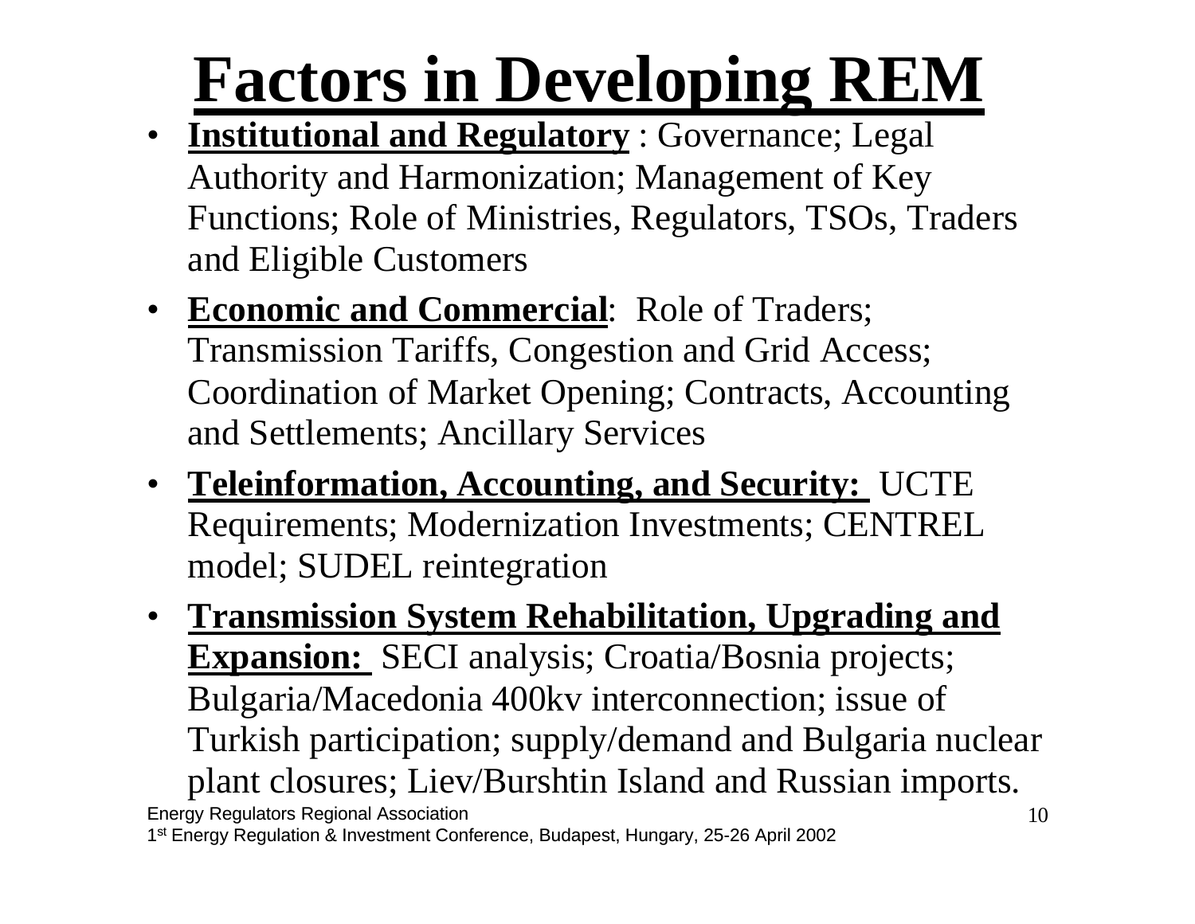# Factors in Developing REM

- **Institutional and Regulatory** : Governance; Legal Authority and Harmonization; Management of Key Functions; Role of Ministries, Regulators, TSOs, Traders and Eligible Customers
- **Economic and Commercial**: Role of Traders; Transmission Tariffs, Congestion and Grid Access; Coordination of Market Opening; Contracts, Accounting and Settlements; Ancillary Services
- **Teleinformation, Accounting, and Security:** UCTE Requirements; Modernization Investments; CENTREL model; SUDEL reintegration
- **Transmission System Rehabilitation, Upgrading and Expansion:** SECI analysis; Croatia/Bosnia projects; Bulgaria/Macedonia 400kv interconnection; issue of Turkish participation; supply/demand and Bulgaria nuclear plant closures; Liev/Burshtin Island and Russian imports.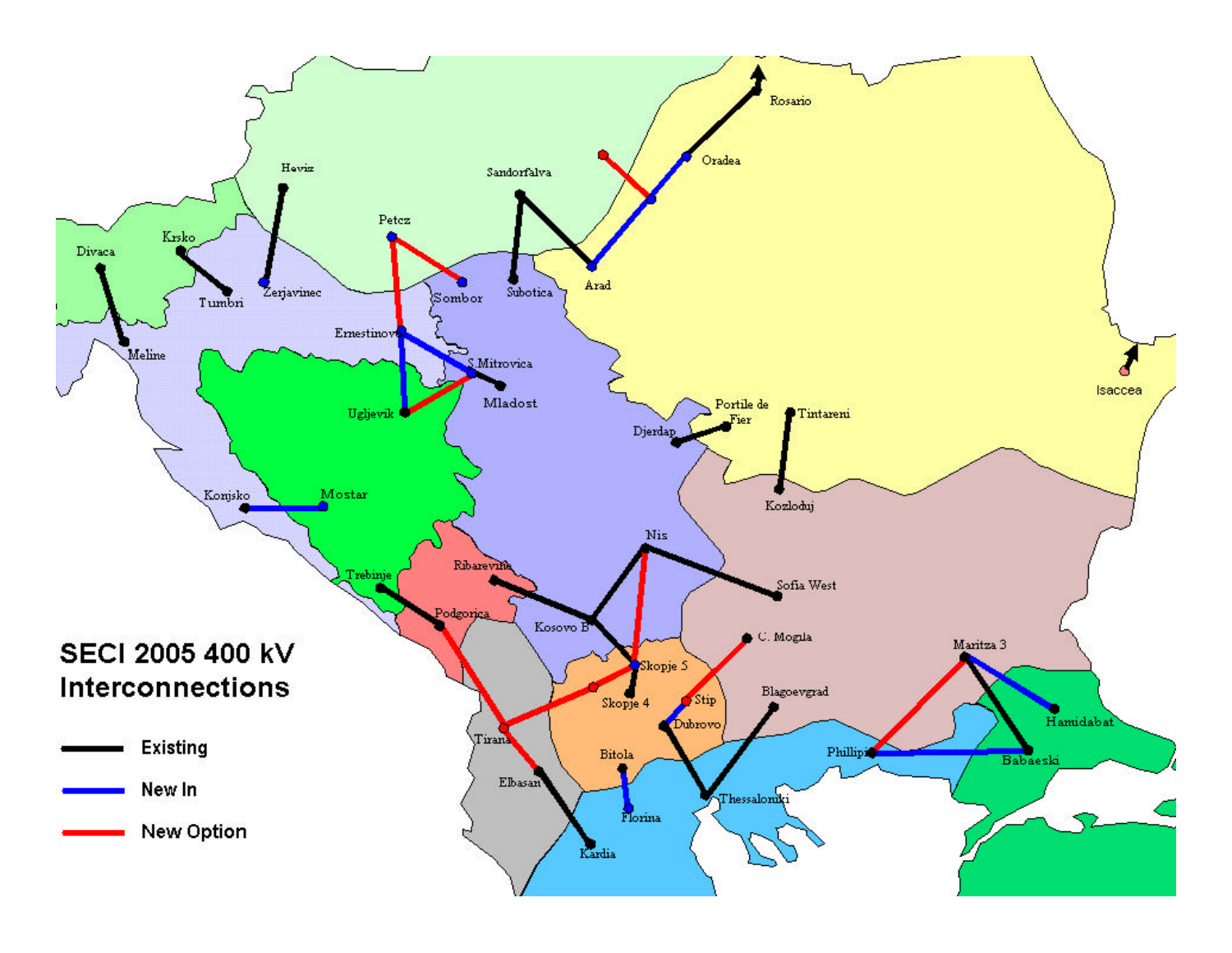## SECI 2005 400 kV Interconnections

- Existing
- New In
- New Option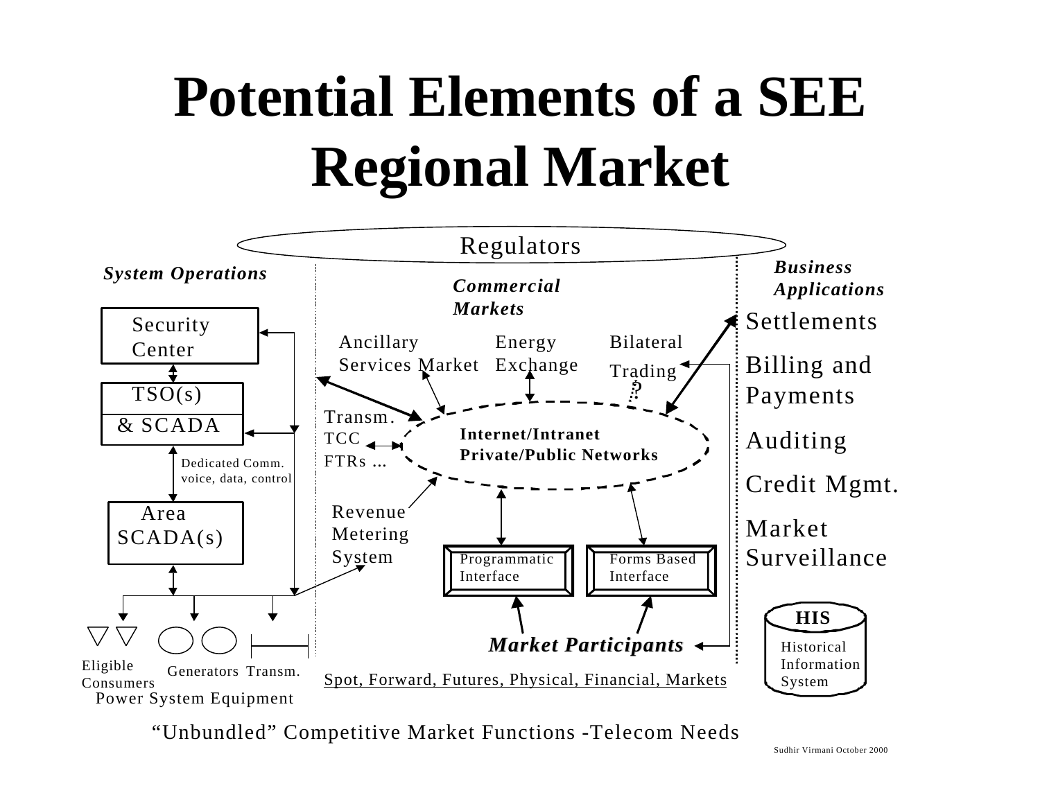# Potential Elements of a SEE Regional Market

Regulators

***System Operations***

Security Center

TSO(s) & SCADA

Dedicated Comm. voice, data, control

Area SCADA(s)

Eligible Consumers

Generators

Transm.

Power System Equipment

***Commercial Markets***

Ancillary Services Market

Energy Exchange

Bilateral Trading

?

Transm. TCC FTRs ...

Internet/Intranet Private/Public Networks

Revenue Metering System

Programmatic Interface

Forms Based Interface

***Market Participants***

Spot, Forward, Futures, Physical, Financial, Markets

***Business Applications***

Settlements

Billing and Payments

Auditing

Credit Mgmt.

Market Surveillance

**HIS**

Historical Information System

"Unbundled" Competitive Market Functions -Telecom Needs

Sudhir Virmani October 2000